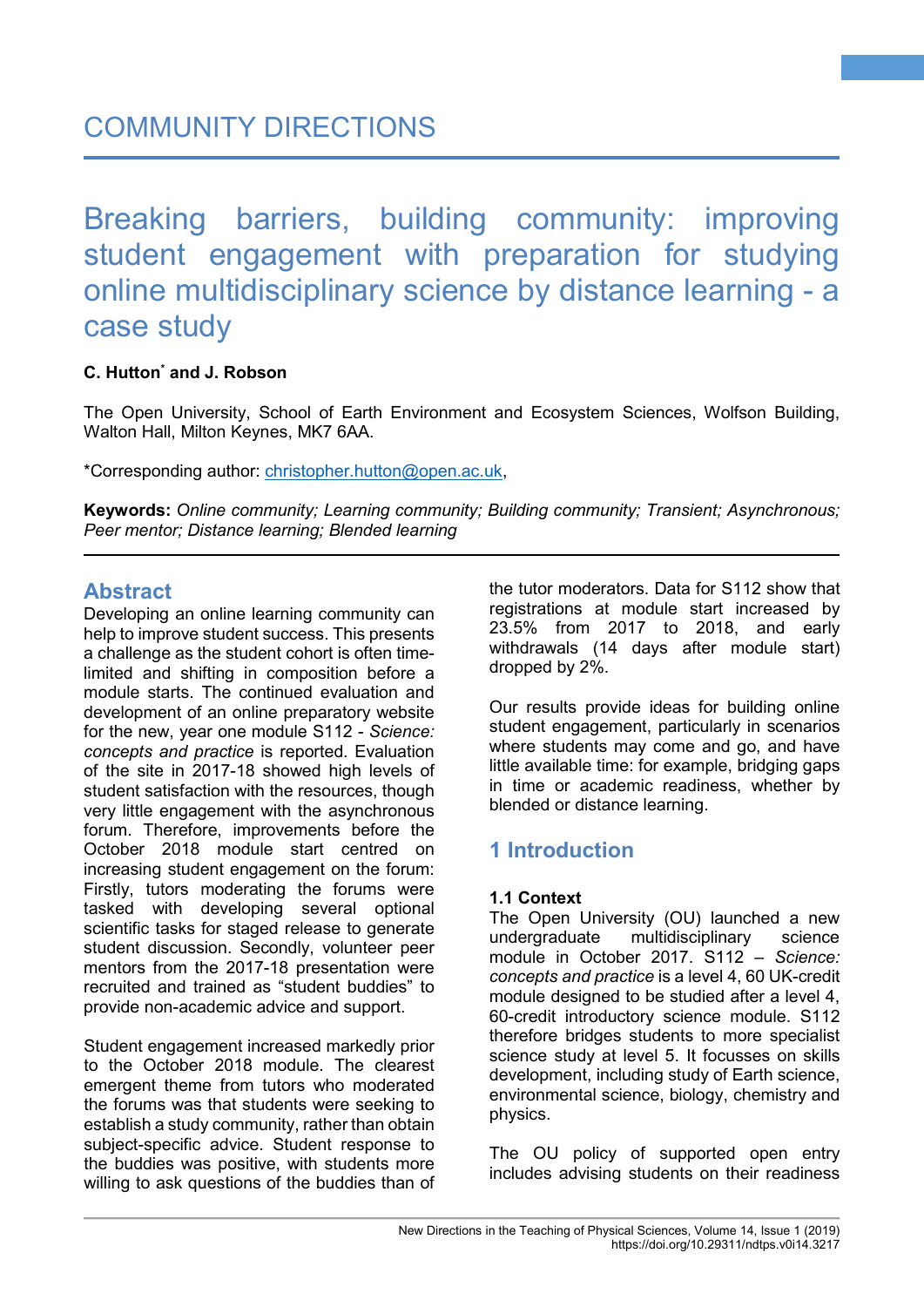COMMUNITY DIRECTIONS

# Breaking barriers, building community: improving student engagement with preparation for studying online multidisciplinary science by distance learning - a case study

**C. Hutton[*] and J. Robson**

The Open University, School of Earth Environment and Ecosystem Sciences, Wolfson Building, Walton Hall, Milton Keynes, MK7 6AA.

*Corresponding author: christopher.hutton@open.ac.uk,

**Keywords:** *Online community; Learning community; Building community; Transient; Asynchronous; Peer mentor; Distance learning; Blended learning*

## Abstract

Developing an online learning community can help to improve student success. This presents a challenge as the student cohort is often time-limited and shifting in composition before a module starts. The continued evaluation and development of an online preparatory website for the new, year one module S112 - *Science: concepts and practice* is reported. Evaluation of the site in 2017-18 showed high levels of student satisfaction with the resources, though very little engagement with the asynchronous forum. Therefore, improvements before the October 2018 module start centred on increasing student engagement on the forum: Firstly, tutors moderating the forums were tasked with developing several optional scientific tasks for staged release to generate student discussion. Secondly, volunteer peer mentors from the 2017-18 presentation were recruited and trained as "student buddies" to provide non-academic advice and support.

Student engagement increased markedly prior to the October 2018 module. The clearest emergent theme from tutors who moderated the forums was that students were seeking to establish a study community, rather than obtain subject-specific advice. Student response to the buddies was positive, with students more willing to ask questions of the buddies than of the tutor moderators. Data for S112 show that registrations at module start increased by 23.5% from 2017 to 2018, and early withdrawals (14 days after module start) dropped by 2%.

Our results provide ideas for building online student engagement, particularly in scenarios where students may come and go, and have little available time: for example, bridging gaps in time or academic readiness, whether by blended or distance learning.

## 1 Introduction

### 1.1 Context

The Open University (OU) launched a new undergraduate multidisciplinary science module in October 2017. S112 – *Science: concepts and practice* is a level 4, 60 UK-credit module designed to be studied after a level 4, 60-credit introductory science module. S112 therefore bridges students to more specialist science study at level 5. It focusses on skills development, including study of Earth science, environmental science, biology, chemistry and physics.

The OU policy of supported open entry includes advising students on their readiness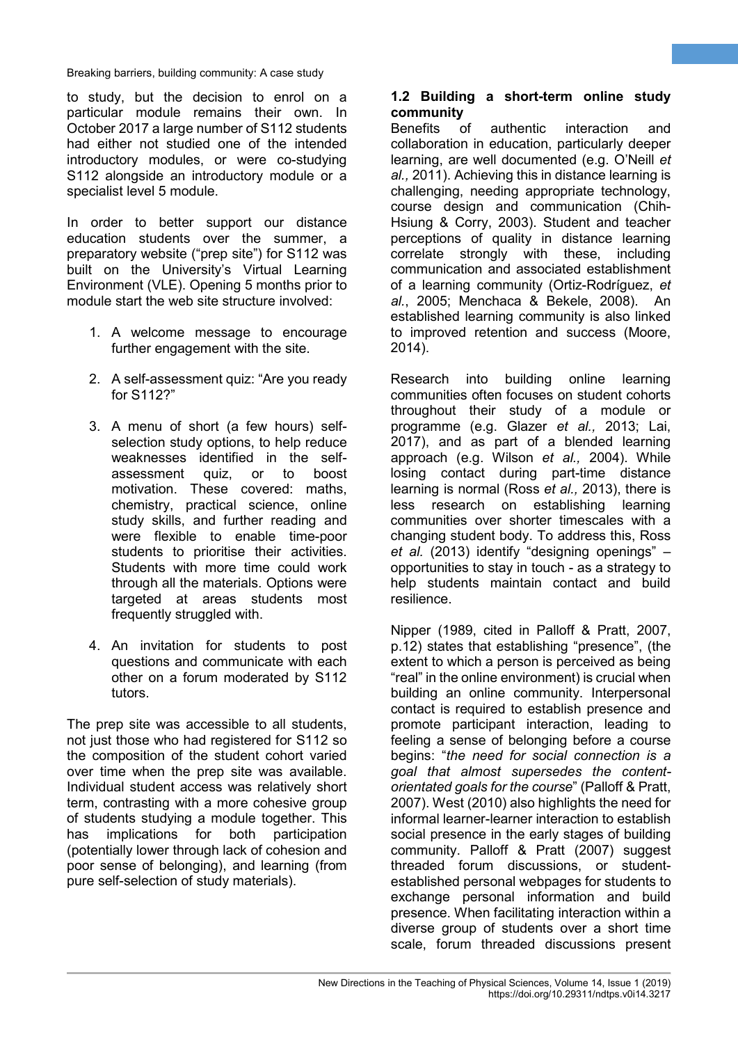to study, but the decision to enrol on a particular module remains their own. In October 2017 a large number of S112 students had either not studied one of the intended introductory modules, or were co-studying S112 alongside an introductory module or a specialist level 5 module.

In order to better support our distance education students over the summer, a preparatory website ("prep site") for S112 was built on the University's Virtual Learning Environment (VLE). Opening 5 months prior to module start the web site structure involved:

1. A welcome message to encourage further engagement with the site.
2. A self-assessment quiz: "Are you ready for S112?"
3. A menu of short (a few hours) self-selection study options, to help reduce weaknesses identified in the self-assessment quiz, or to boost motivation. These covered: maths, chemistry, practical science, online study skills, and further reading and were flexible to enable time-poor students to prioritise their activities. Students with more time could work through all the materials. Options were targeted at areas students most frequently struggled with.
4. An invitation for students to post questions and communicate with each other on a forum moderated by S112 tutors.

The prep site was accessible to all students, not just those who had registered for S112 so the composition of the student cohort varied over time when the prep site was available. Individual student access was relatively short term, contrasting with a more cohesive group of students studying a module together. This has implications for both participation (potentially lower through lack of cohesion and poor sense of belonging), and learning (from pure self-selection of study materials).

### 1.2 Building a short-term online study community

Benefits of authentic interaction and collaboration in education, particularly deeper learning, are well documented (e.g. O'Neill *et al.,* 2011). Achieving this in distance learning is challenging, needing appropriate technology, course design and communication (Chih-Hsiung & Corry, 2003). Student and teacher perceptions of quality in distance learning correlate strongly with these, including communication and associated establishment of a learning community (Ortiz-Rodríguez, *et al.*, 2005; Menchaca & Bekele, 2008). An established learning community is also linked to improved retention and success (Moore, 2014).

Research into building online learning communities often focuses on student cohorts throughout their study of a module or programme (e.g. Glazer *et al.,* 2013; Lai, 2017), and as part of a blended learning approach (e.g. Wilson *et al.,* 2004). While losing contact during part-time distance learning is normal (Ross *et al.,* 2013), there is less research on establishing learning communities over shorter timescales with a changing student body. To address this, Ross *et al.* (2013) identify "designing openings" – opportunities to stay in touch - as a strategy to help students maintain contact and build resilience.

Nipper (1989, cited in Palloff & Pratt, 2007, p.12) states that establishing "presence", (the extent to which a person is perceived as being "real" in the online environment) is crucial when building an online community. Interpersonal contact is required to establish presence and promote participant interaction, leading to feeling a sense of belonging before a course begins: "*the need for social connection is a goal that almost supersedes the content-orientated goals for the course*" (Palloff & Pratt, 2007). West (2010) also highlights the need for informal learner-learner interaction to establish social presence in the early stages of building community. Palloff & Pratt (2007) suggest threaded forum discussions, or student-established personal webpages for students to exchange personal information and build presence. When facilitating interaction within a diverse group of students over a short time scale, forum threaded discussions present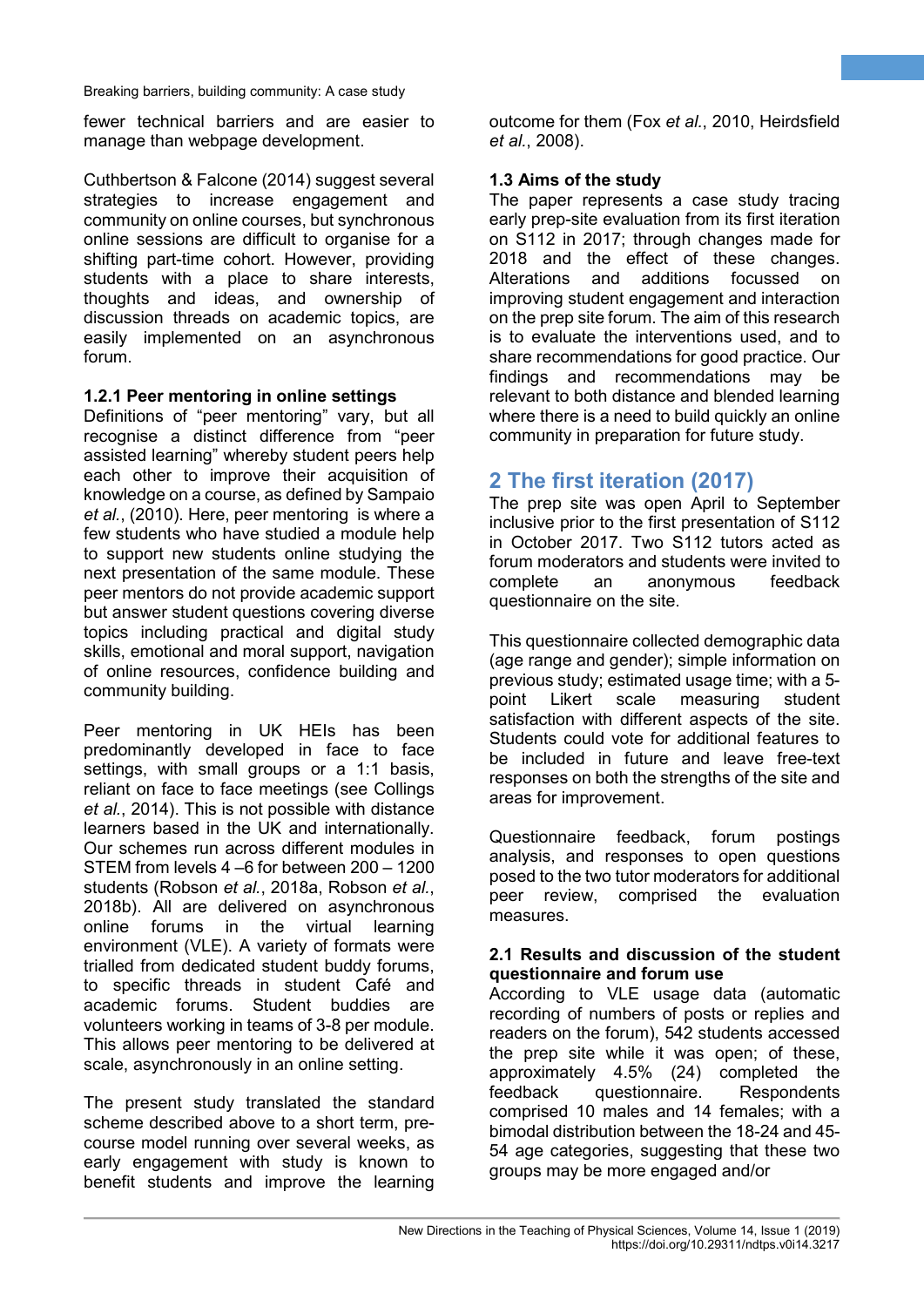fewer technical barriers and are easier to manage than webpage development.

Cuthbertson & Falcone (2014) suggest several strategies to increase engagement and community on online courses, but synchronous online sessions are difficult to organise for a shifting part-time cohort. However, providing students with a place to share interests, thoughts and ideas, and ownership of discussion threads on academic topics, are easily implemented on an asynchronous forum.

### 1.2.1 Peer mentoring in online settings

Definitions of "peer mentoring" vary, but all recognise a distinct difference from "peer assisted learning" whereby student peers help each other to improve their acquisition of knowledge on a course, as defined by Sampaio *et al.*, (2010). Here, peer mentoring is where a few students who have studied a module help to support new students online studying the next presentation of the same module. These peer mentors do not provide academic support but answer student questions covering diverse topics including practical and digital study skills, emotional and moral support, navigation of online resources, confidence building and community building.

Peer mentoring in UK HEIs has been predominantly developed in face to face settings, with small groups or a 1:1 basis, reliant on face to face meetings (see Collings *et al.*, 2014). This is not possible with distance learners based in the UK and internationally. Our schemes run across different modules in STEM from levels 4 –6 for between 200 – 1200 students (Robson *et al.*, 2018a, Robson *et al.*, 2018b). All are delivered on asynchronous online forums in the virtual learning environment (VLE). A variety of formats were trialled from dedicated student buddy forums, to specific threads in student Café and academic forums. Student buddies are volunteers working in teams of 3-8 per module. This allows peer mentoring to be delivered at scale, asynchronously in an online setting.

The present study translated the standard scheme described above to a short term, pre-course model running over several weeks, as early engagement with study is known to benefit students and improve the learning outcome for them (Fox *et al.*, 2010, Heirdsfield *et al.*, 2008).

### 1.3 Aims of the study

The paper represents a case study tracing early prep-site evaluation from its first iteration on S112 in 2017; through changes made for 2018 and the effect of these changes. Alterations and additions focussed on improving student engagement and interaction on the prep site forum. The aim of this research is to evaluate the interventions used, and to share recommendations for good practice. Our findings and recommendations may be relevant to both distance and blended learning where there is a need to build quickly an online community in preparation for future study.

## 2 The first iteration (2017)

The prep site was open April to September inclusive prior to the first presentation of S112 in October 2017. Two S112 tutors acted as forum moderators and students were invited to complete an anonymous feedback questionnaire on the site.

This questionnaire collected demographic data (age range and gender); simple information on previous study; estimated usage time; with a 5-point Likert scale measuring student satisfaction with different aspects of the site. Students could vote for additional features to be included in future and leave free-text responses on both the strengths of the site and areas for improvement.

Questionnaire feedback, forum postings analysis, and responses to open questions posed to the two tutor moderators for additional peer review, comprised the evaluation measures.

### 2.1 Results and discussion of the student questionnaire and forum use

According to VLE usage data (automatic recording of numbers of posts or replies and readers on the forum), 542 students accessed the prep site while it was open; of these, approximately 4.5% (24) completed the feedback questionnaire. Respondents comprised 10 males and 14 females; with a bimodal distribution between the 18-24 and 45-54 age categories, suggesting that these two groups may be more engaged and/or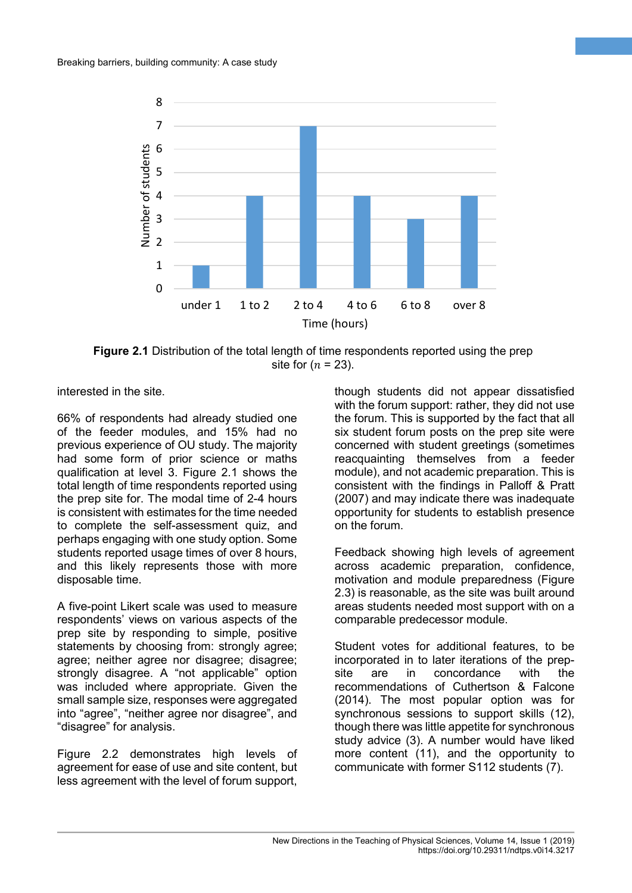**Figure 2.1** Distribution of the total length of time respondents reported using the prep site for ($n$ = 23).

interested in the site.

66% of respondents had already studied one of the feeder modules, and 15% had no previous experience of OU study. The majority had some form of prior science or maths qualification at level 3. Figure 2.1 shows the total length of time respondents reported using the prep site for. The modal time of 2-4 hours is consistent with estimates for the time needed to complete the self-assessment quiz, and perhaps engaging with one study option. Some students reported usage times of over 8 hours, and this likely represents those with more disposable time.

A five-point Likert scale was used to measure respondents' views on various aspects of the prep site by responding to simple, positive statements by choosing from: strongly agree; agree; neither agree nor disagree; disagree; strongly disagree. A "not applicable" option was included where appropriate. Given the small sample size, responses were aggregated into "agree", "neither agree nor disagree", and "disagree" for analysis.

Figure 2.2 demonstrates high levels of agreement for ease of use and site content, but less agreement with the level of forum support, though students did not appear dissatisfied with the forum support: rather, they did not use the forum. This is supported by the fact that all six student forum posts on the prep site were concerned with student greetings (sometimes reacquainting themselves from a feeder module), and not academic preparation. This is consistent with the findings in Palloff & Pratt (2007) and may indicate there was inadequate opportunity for students to establish presence on the forum.

Feedback showing high levels of agreement across academic preparation, confidence, motivation and module preparedness (Figure 2.3) is reasonable, as the site was built around areas students needed most support with on a comparable predecessor module.

Student votes for additional features, to be incorporated in to later iterations of the prep-site are in concordance with the recommendations of Cuthertson & Falcone (2014). The most popular option was for synchronous sessions to support skills (12), though there was little appetite for synchronous study advice (3). A number would have liked more content (11), and the opportunity to communicate with former S112 students (7).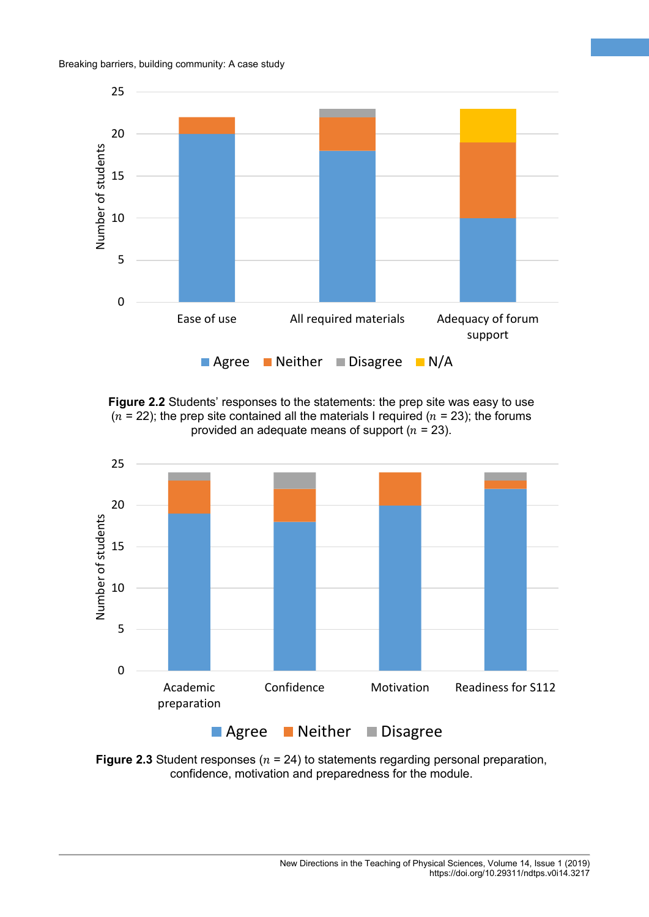Figure 2.2 Students' responses to the statements: the prep site was easy to use ($n$ = 22); the prep site contained all the materials I required ($n$ = 23); the forums provided an adequate means of support ($n$ = 23).

Figure 2.3 Student responses ($n$ = 24) to statements regarding personal preparation, confidence, motivation and preparedness for the module.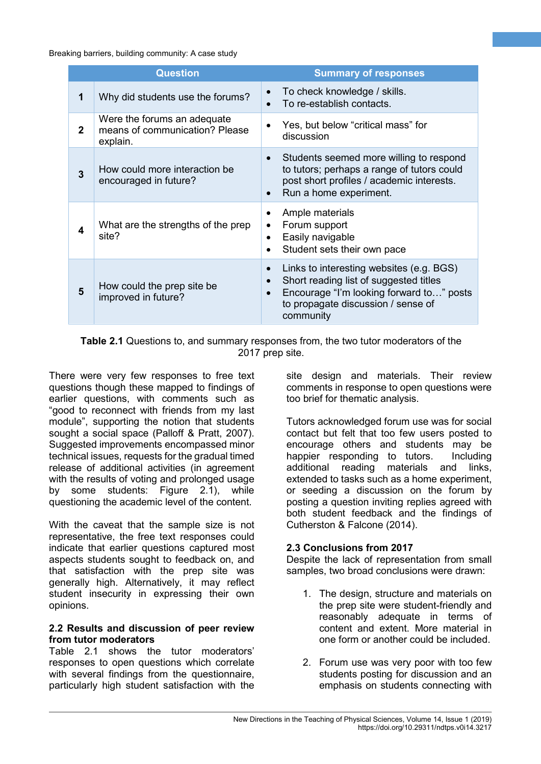| | Question | Summary of responses |
|---|---|---|
| **1** | Why did students use the forums? | • To check knowledge / skills.<br>• To re-establish contacts. |
| **2** | Were the forums an adequate means of communication? Please explain. | • Yes, but below "critical mass" for discussion |
| **3** | How could more interaction be encouraged in future? | • Students seemed more willing to respond to tutors; perhaps a range of tutors could post short profiles / academic interests.<br>• Run a home experiment. |
| **4** | What are the strengths of the prep site? | • Ample materials<br>• Forum support<br>• Easily navigable<br>• Student sets their own pace |
| **5** | How could the prep site be improved in future? | • Links to interesting websites (e.g. BGS)<br>• Short reading list of suggested titles<br>• Encourage "I'm looking forward to…" posts to propagate discussion / sense of community |

**Table 2.1** Questions to, and summary responses from, the two tutor moderators of the 2017 prep site.

There were very few responses to free text questions though these mapped to findings of earlier questions, with comments such as "good to reconnect with friends from my last module", supporting the notion that students sought a social space (Palloff & Pratt, 2007). Suggested improvements encompassed minor technical issues, requests for the gradual timed release of additional activities (in agreement with the results of voting and prolonged usage by some students: Figure 2.1), while questioning the academic level of the content.

With the caveat that the sample size is not representative, the free text responses could indicate that earlier questions captured most aspects students sought to feedback on, and that satisfaction with the prep site was generally high. Alternatively, it may reflect student insecurity in expressing their own opinions.

### 2.2 Results and discussion of peer review from tutor moderators

Table 2.1 shows the tutor moderators' responses to open questions which correlate with several findings from the questionnaire, particularly high student satisfaction with the site design and materials. Their review comments in response to open questions were too brief for thematic analysis.

Tutors acknowledged forum use was for social contact but felt that too few users posted to encourage others and students may be happier responding to tutors. Including additional reading materials and links, extended to tasks such as a home experiment, or seeding a discussion on the forum by posting a question inviting replies agreed with both student feedback and the findings of Cutherston & Falcone (2014).

### 2.3 Conclusions from 2017

Despite the lack of representation from small samples, two broad conclusions were drawn:

1. The design, structure and materials on the prep site were student-friendly and reasonably adequate in terms of content and extent. More material in one form or another could be included.

2. Forum use was very poor with too few students posting for discussion and an emphasis on students connecting with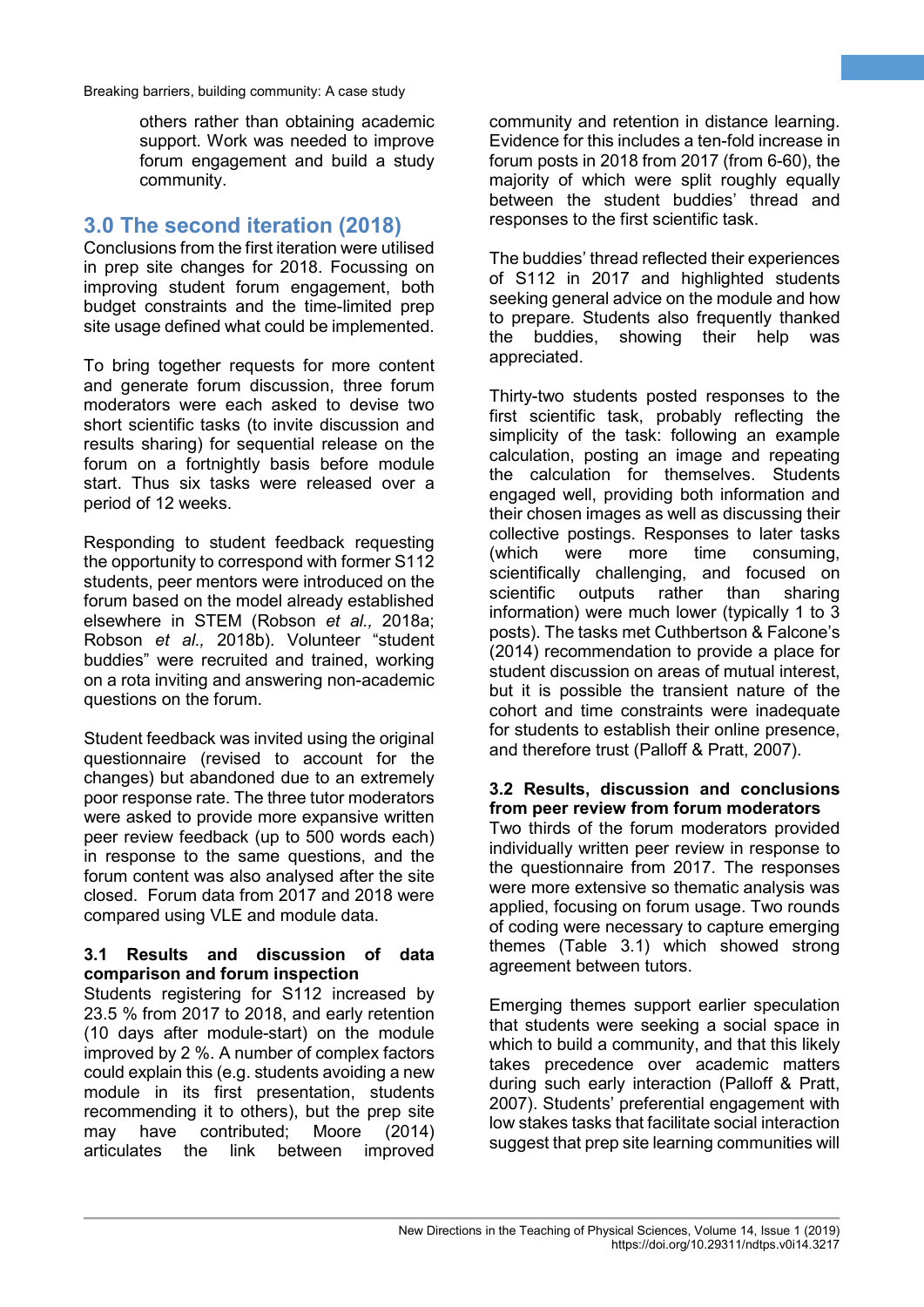others rather than obtaining academic support. Work was needed to improve forum engagement and build a study community.

## 3.0 The second iteration (2018)

Conclusions from the first iteration were utilised in prep site changes for 2018. Focussing on improving student forum engagement, both budget constraints and the time-limited prep site usage defined what could be implemented.

To bring together requests for more content and generate forum discussion, three forum moderators were each asked to devise two short scientific tasks (to invite discussion and results sharing) for sequential release on the forum on a fortnightly basis before module start. Thus six tasks were released over a period of 12 weeks.

Responding to student feedback requesting the opportunity to correspond with former S112 students, peer mentors were introduced on the forum based on the model already established elsewhere in STEM (Robson *et al.,* 2018a; Robson *et al.,* 2018b). Volunteer "student buddies" were recruited and trained, working on a rota inviting and answering non-academic questions on the forum.

Student feedback was invited using the original questionnaire (revised to account for the changes) but abandoned due to an extremely poor response rate. The three tutor moderators were asked to provide more expansive written peer review feedback (up to 500 words each) in response to the same questions, and the forum content was also analysed after the site closed. Forum data from 2017 and 2018 were compared using VLE and module data.

### 3.1 Results and discussion of data comparison and forum inspection

Students registering for S112 increased by 23.5 % from 2017 to 2018, and early retention (10 days after module-start) on the module improved by 2 %. A number of complex factors could explain this (e.g. students avoiding a new module in its first presentation, students recommending it to others), but the prep site may have contributed; Moore (2014) articulates the link between improved community and retention in distance learning. Evidence for this includes a ten-fold increase in forum posts in 2018 from 2017 (from 6-60), the majority of which were split roughly equally between the student buddies' thread and responses to the first scientific task.

The buddies' thread reflected their experiences of S112 in 2017 and highlighted students seeking general advice on the module and how to prepare. Students also frequently thanked the buddies, showing their help was appreciated.

Thirty-two students posted responses to the first scientific task, probably reflecting the simplicity of the task: following an example calculation, posting an image and repeating the calculation for themselves. Students engaged well, providing both information and their chosen images as well as discussing their collective postings. Responses to later tasks (which were more time consuming, scientifically challenging, and focused on scientific outputs rather than sharing information) were much lower (typically 1 to 3 posts). The tasks met Cuthbertson & Falcone's (2014) recommendation to provide a place for student discussion on areas of mutual interest, but it is possible the transient nature of the cohort and time constraints were inadequate for students to establish their online presence, and therefore trust (Palloff & Pratt, 2007).

### 3.2 Results, discussion and conclusions from peer review from forum moderators

Two thirds of the forum moderators provided individually written peer review in response to the questionnaire from 2017. The responses were more extensive so thematic analysis was applied, focusing on forum usage. Two rounds of coding were necessary to capture emerging themes (Table 3.1) which showed strong agreement between tutors.

Emerging themes support earlier speculation that students were seeking a social space in which to build a community, and that this likely takes precedence over academic matters during such early interaction (Palloff & Pratt, 2007). Students' preferential engagement with low stakes tasks that facilitate social interaction suggest that prep site learning communities will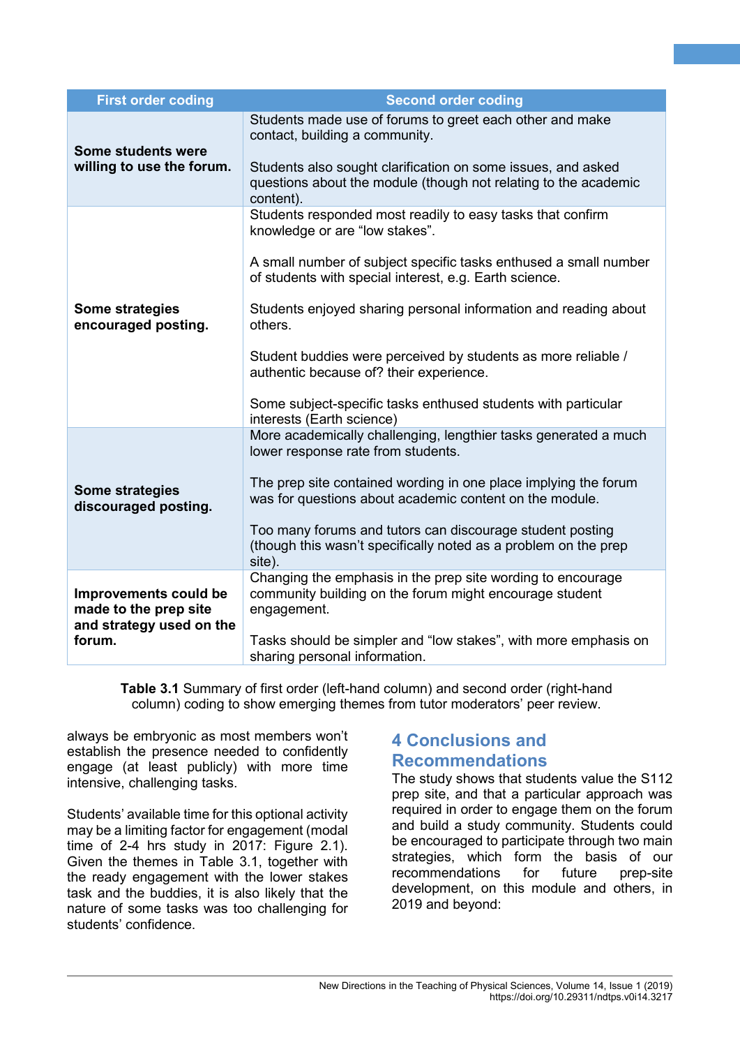| First order coding | Second order coding |
|---|---|
| **Some students were willing to use the forum.** | Students made use of forums to greet each other and make contact, building a community.<br><br>Students also sought clarification on some issues, and asked questions about the module (though not relating to the academic content). |
| **Some strategies encouraged posting.** | Students responded most readily to easy tasks that confirm knowledge or are "low stakes".<br><br>A small number of subject specific tasks enthused a small number of students with special interest, e.g. Earth science.<br><br>Students enjoyed sharing personal information and reading about others.<br><br>Student buddies were perceived by students as more reliable / authentic because of? their experience.<br><br>Some subject-specific tasks enthused students with particular interests (Earth science) |
| **Some strategies discouraged posting.** | More academically challenging, lengthier tasks generated a much lower response rate from students.<br><br>The prep site contained wording in one place implying the forum was for questions about academic content on the module.<br><br>Too many forums and tutors can discourage student posting (though this wasn't specifically noted as a problem on the prep site). |
| **Improvements could be made to the prep site and strategy used on the forum.** | Changing the emphasis in the prep site wording to encourage community building on the forum might encourage student engagement.<br><br>Tasks should be simpler and "low stakes", with more emphasis on sharing personal information. |

**Table 3.1** Summary of first order (left-hand column) and second order (right-hand column) coding to show emerging themes from tutor moderators' peer review.

always be embryonic as most members won't establish the presence needed to confidently engage (at least publicly) with more time intensive, challenging tasks.

Students' available time for this optional activity may be a limiting factor for engagement (modal time of 2-4 hrs study in 2017: Figure 2.1). Given the themes in Table 3.1, together with the ready engagement with the lower stakes task and the buddies, it is also likely that the nature of some tasks was too challenging for students' confidence.

## 4 Conclusions and Recommendations

The study shows that students value the S112 prep site, and that a particular approach was required in order to engage them on the forum and build a study community. Students could be encouraged to participate through two main strategies, which form the basis of our recommendations for future prep-site development, on this module and others, in 2019 and beyond: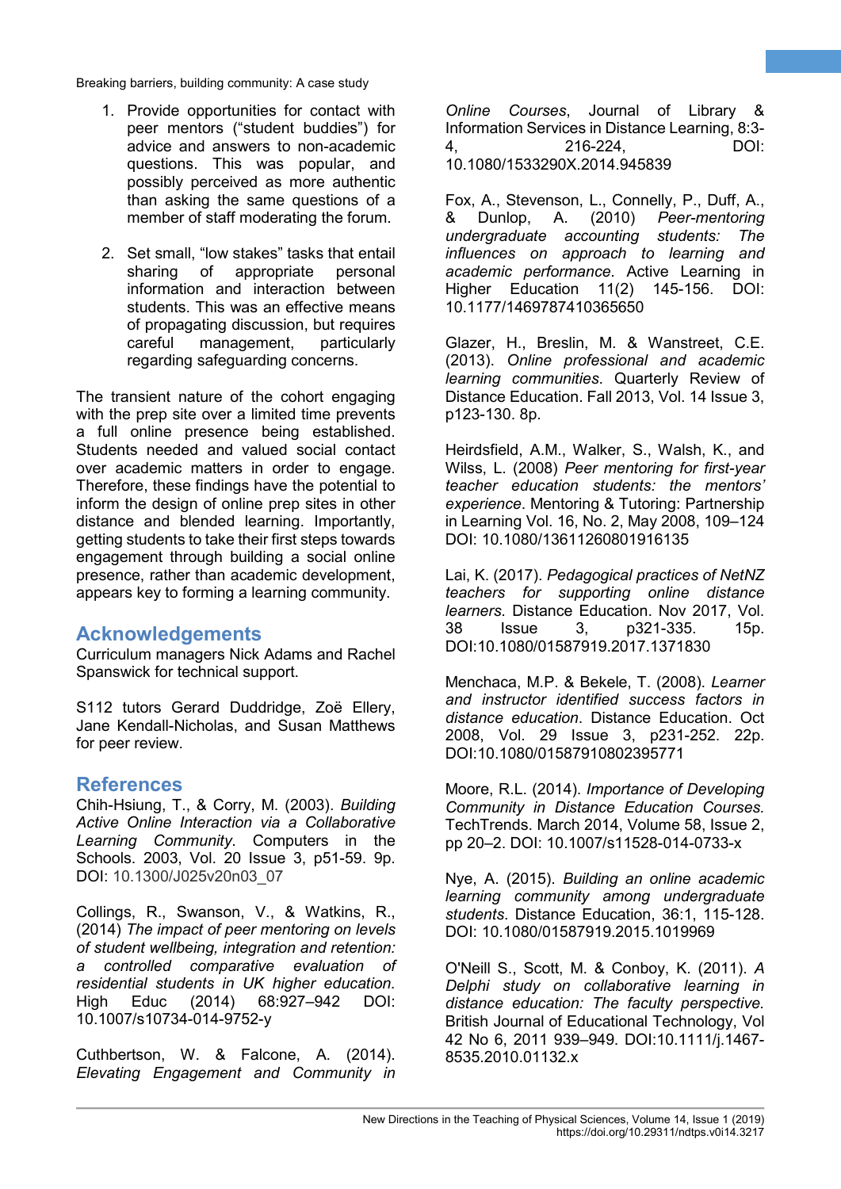2. Provide opportunities for contact with peer mentors ("student buddies") for advice and answers to non-academic questions. This was popular, and possibly perceived as more authentic than asking the same questions of a member of staff moderating the forum.

3. Set small, "low stakes" tasks that entail sharing of appropriate personal information and interaction between students. This was an effective means of propagating discussion, but requires careful management, particularly regarding safeguarding concerns.

The transient nature of the cohort engaging with the prep site over a limited time prevents a full online presence being established. Students needed and valued social contact over academic matters in order to engage. Therefore, these findings have the potential to inform the design of online prep sites in other distance and blended learning. Importantly, getting students to take their first steps towards engagement through building a social online presence, rather than academic development, appears key to forming a learning community.

## Acknowledgements

Curriculum managers Nick Adams and Rachel Spanswick for technical support.

S112 tutors Gerard Duddridge, Zoë Ellery, Jane Kendall-Nicholas, and Susan Matthews for peer review.

## References

Chih-Hsiung, T., & Corry, M. (2003). *Building Active Online Interaction via a Collaborative Learning Community*. Computers in the Schools. 2003, Vol. 20 Issue 3, p51-59. 9p. DOI: 10.1300/J025v20n03_07

Collings, R., Swanson, V., & Watkins, R., (2014) *The impact of peer mentoring on levels of student wellbeing, integration and retention: a controlled comparative evaluation of residential students in UK higher education.* High Educ (2014) 68:927–942 DOI: 10.1007/s10734-014-9752-y

Cuthbertson, W. & Falcone, A. (2014). *Elevating Engagement and Community in Online Courses*, Journal of Library & Information Services in Distance Learning, 8:3-4, 216-224, DOI: 10.1080/1533290X.2014.945839

Fox, A., Stevenson, L., Connelly, P., Duff, A., & Dunlop, A. (2010) *Peer-mentoring undergraduate accounting students: The influences on approach to learning and academic performance*. Active Learning in Higher Education 11(2) 145-156. DOI: 10.1177/1469787410365650

Glazer, H., Breslin, M. & Wanstreet, C.E. (2013). *Online professional and academic learning communities*. Quarterly Review of Distance Education. Fall 2013, Vol. 14 Issue 3, p123-130. 8p.

Heirdsfield, A.M., Walker, S., Walsh, K., and Wilss, L. (2008) *Peer mentoring for first-year teacher education students: the mentors' experience*. Mentoring & Tutoring: Partnership in Learning Vol. 16, No. 2, May 2008, 109–124 DOI: 10.1080/13611260801916135

Lai, K. (2017). *Pedagogical practices of NetNZ teachers for supporting online distance learners.* Distance Education. Nov 2017, Vol. 38 Issue 3, p321-335. 15p. DOI:10.1080/01587919.2017.1371830

Menchaca, M.P. & Bekele, T. (2008). *Learner and instructor identified success factors in distance education*. Distance Education. Oct 2008, Vol. 29 Issue 3, p231-252. 22p. DOI:10.1080/01587910802395771

Moore, R.L. (2014). *Importance of Developing Community in Distance Education Courses.* TechTrends. March 2014, Volume 58, Issue 2, pp 20–2. DOI: 10.1007/s11528-014-0733-x

Nye, A. (2015). *Building an online academic learning community among undergraduate students*. Distance Education, 36:1, 115-128. DOI: 10.1080/01587919.2015.1019969

O'Neill S., Scott, M. & Conboy, K. (2011). *A Delphi study on collaborative learning in distance education: The faculty perspective.* British Journal of Educational Technology, Vol 42 No 6, 2011 939–949. DOI:10.1111/j.1467-8535.2010.01132.x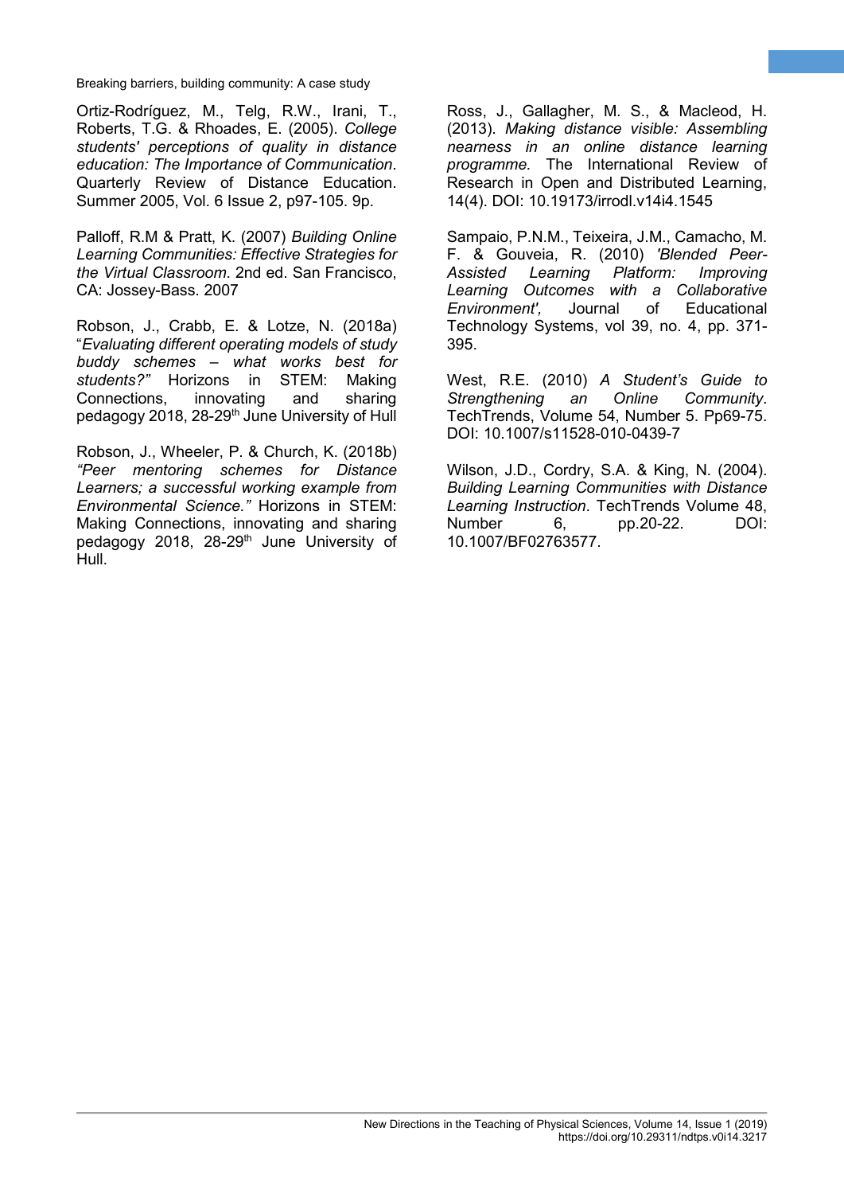Ortiz-Rodríguez, M., Telg, R.W., Irani, T., Roberts, T.G. & Rhoades, E. (2005). *College students' perceptions of quality in distance education: The Importance of Communication*. Quarterly Review of Distance Education. Summer 2005, Vol. 6 Issue 2, p97-105. 9p.

Palloff, R.M & Pratt, K. (2007) *Building Online Learning Communities: Effective Strategies for the Virtual Classroom*. 2nd ed. San Francisco, CA: Jossey-Bass. 2007

Robson, J., Crabb, E. & Lotze, N. (2018a) "*Evaluating different operating models of study buddy schemes – what works best for students?"* Horizons in STEM: Making Connections, innovating and sharing pedagogy 2018, 28-29th June University of Hull

Robson, J., Wheeler, P. & Church, K. (2018b) *"Peer mentoring schemes for Distance Learners; a successful working example from Environmental Science."* Horizons in STEM: Making Connections, innovating and sharing pedagogy 2018, 28-29th June University of Hull.

Ross, J., Gallagher, M. S., & Macleod, H. (2013). *Making distance visible: Assembling nearness in an online distance learning programme.* The International Review of Research in Open and Distributed Learning, 14(4). DOI: 10.19173/irrodl.v14i4.1545

Sampaio, P.N.M., Teixeira, J.M., Camacho, M. F. & Gouveia, R. (2010) *'Blended Peer-Assisted Learning Platform: Improving Learning Outcomes with a Collaborative Environment',* Journal of Educational Technology Systems, vol 39, no. 4, pp. 371-395.

West, R.E. (2010) *A Student's Guide to Strengthening an Online Community*. TechTrends, Volume 54, Number 5. Pp69-75. DOI: 10.1007/s11528-010-0439-7

Wilson, J.D., Cordry, S.A. & King, N. (2004). *Building Learning Communities with Distance Learning Instruction*. TechTrends Volume 48, Number 6, pp.20-22. DOI: 10.1007/BF02763577.